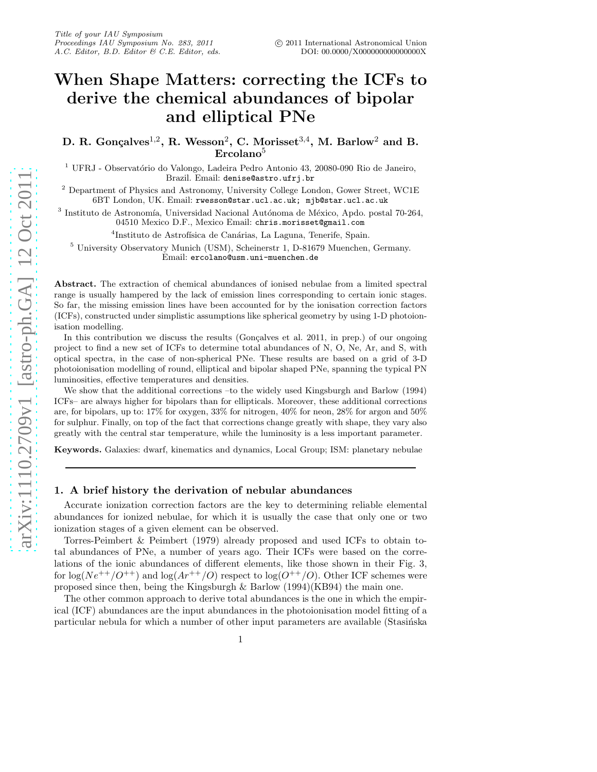# When Shape Matters: correcting the ICFs to derive the chemical abundances of bipolar and elliptical PNe

**D. R. Gonçalves[1,2], R. Wesson[2], C. Morisset[3,4], M. Barlow[2] and B. Ercolano[5]**

[1] UFRJ - Observatório do Valongo, Ladeira Pedro Antonio 43, 20080-090 Rio de Janeiro, Brazil. Email: denise@astro.ufrj.br

[2] Department of Physics and Astronomy, University College London, Gower Street, WC1E 6BT London, UK. Email: rwesson@star.ucl.ac.uk; mjb@star.ucl.ac.uk

[3] Instituto de Astronomía, Universidad Nacional Autónoma de México, Apdo. postal 70-264, 04510 Mexico D.F., Mexico Email: chris.morisset@gmail.com

[4] Instituto de Astrofísica de Canárias, La Laguna, Tenerife, Spain.

[5] University Observatory Munich (USM), Scheinerstr 1, D-81679 Muenchen, Germany. Email: ercolano@usm.uni-muenchen.de

**Abstract.** The extraction of chemical abundances of ionised nebulae from a limited spectral range is usually hampered by the lack of emission lines corresponding to certain ionic stages. So far, the missing emission lines have been accounted for by the ionisation correction factors (ICFs), constructed under simplistic assumptions like spherical geometry by using 1-D photoionisation modelling.

In this contribution we discuss the results (Gonçalves et al. 2011, in prep.) of our ongoing project to find a new set of ICFs to determine total abundances of N, O, Ne, Ar, and S, with optical spectra, in the case of non-spherical PNe. These results are based on a grid of 3-D photoionisation modelling of round, elliptical and bipolar shaped PNe, spanning the typical PN luminosities, effective temperatures and densities.

We show that the additional corrections –to the widely used Kingsburgh and Barlow (1994) ICFs– are always higher for bipolars than for ellipticals. Moreover, these additional corrections are, for bipolars, up to: 17% for oxygen, 33% for nitrogen, 40% for neon, 28% for argon and 50% for sulphur. Finally, on top of the fact that corrections change greatly with shape, they vary also greatly with the central star temperature, while the luminosity is a less important parameter.

**Keywords.** Galaxies: dwarf, kinematics and dynamics, Local Group; ISM: planetary nebulae

## 1. A brief history the derivation of nebular abundances

Accurate ionization correction factors are the key to determining reliable elemental abundances for ionized nebulae, for which it is usually the case that only one or two ionization stages of a given element can be observed.

Torres-Peimbert & Peimbert (1979) already proposed and used ICFs to obtain total abundances of PNe, a number of years ago. Their ICFs were based on the correlations of the ionic abundances of different elements, like those shown in their Fig. 3, for $\log(Ne^{++}/O^{++})$ and $\log(Ar^{++}/O)$ respect to $\log(O^{++}/O)$. Other ICF schemes were proposed since then, being the Kingsburgh & Barlow (1994)(KB94) the main one.

The other common approach to derive total abundances is the one in which the empirical (ICF) abundances are the input abundances in the photoionisation model fitting of a particular nebula for which a number of other input parameters are available (Stasińska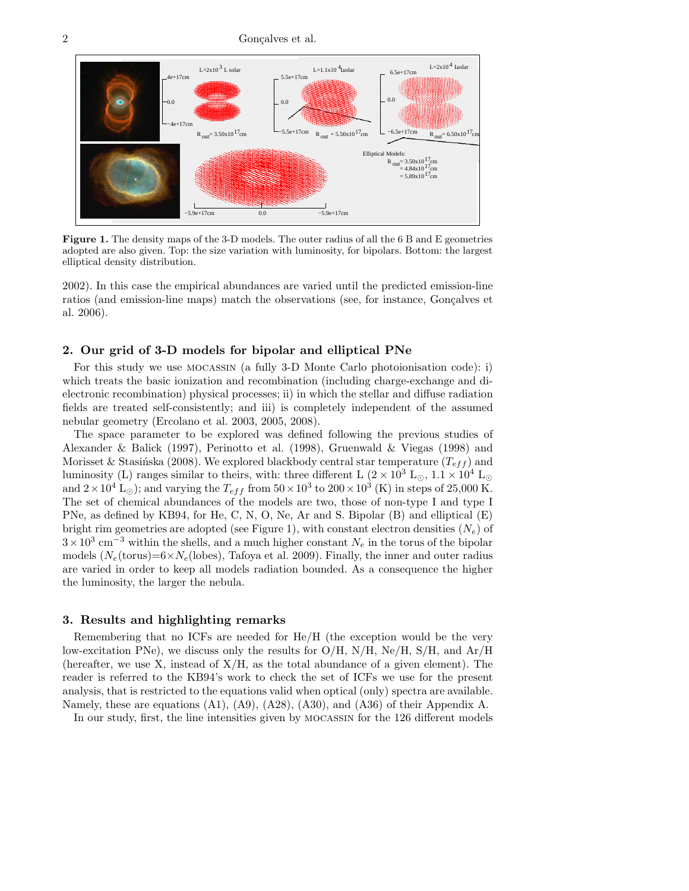**Figure 1.** The density maps of the 3-D models. The outer radius of all the 6 B and E geometries adopted are also given. Top: the size variation with luminosity, for bipolars. Bottom: the largest elliptical density distribution.

2002). In this case the empirical abundances are varied until the predicted emission-line ratios (and emission-line maps) match the observations (see, for instance, Gonçalves et al. 2006).

## 2. Our grid of 3-D models for bipolar and elliptical PNe

For this study we use MOCASSIN (a fully 3-D Monte Carlo photoionisation code): i) which treats the basic ionization and recombination (including charge-exchange and di-electronic recombination) physical processes; ii) in which the stellar and diffuse radiation fields are treated self-consistently; and iii) is completely independent of the assumed nebular geometry (Ercolano et al. 2003, 2005, 2008).

The space parameter to be explored was defined following the previous studies of Alexander & Balick (1997), Perinotto et al. (1998), Gruenwald & Viegas (1998) and Morisset & Stasińska (2008). We explored blackbody central star temperature ($T_{eff}$) and luminosity (L) ranges similar to theirs, with: three different L ($2 \times 10^3$ L$_\odot$, $1.1 \times 10^4$ L$_\odot$ and $2 \times 10^4$ L$_\odot$); and varying the $T_{eff}$ from $50 \times 10^3$ to $200 \times 10^3$ (K) in steps of 25,000 K. The set of chemical abundances of the models are two, those of non-type I and type I PNe, as defined by KB94, for He, C, N, O, Ne, Ar and S. Bipolar (B) and elliptical (E) bright rim geometries are adopted (see Figure 1), with constant electron densities ($N_e$) of $3 \times 10^3$ cm$^{-3}$ within the shells, and a much higher constant $N_e$ in the torus of the bipolar models ($N_e$(torus)=$6 \times N_e$(lobes), Tafoya et al. 2009). Finally, the inner and outer radius are varied in order to keep all models radiation bounded. As a consequence the higher the luminosity, the larger the nebula.

## 3. Results and highlighting remarks

Remembering that no ICFs are needed for He/H (the exception would be the very low-excitation PNe), we discuss only the results for O/H, N/H, Ne/H, S/H, and Ar/H (hereafter, we use X, instead of X/H, as the total abundance of a given element). The reader is referred to the KB94's work to check the set of ICFs we use for the present analysis, that is restricted to the equations valid when optical (only) spectra are available. Namely, these are equations (A1), (A9), (A28), (A30), and (A36) of their Appendix A.

In our study, first, the line intensities given by MOCASSIN for the 126 different models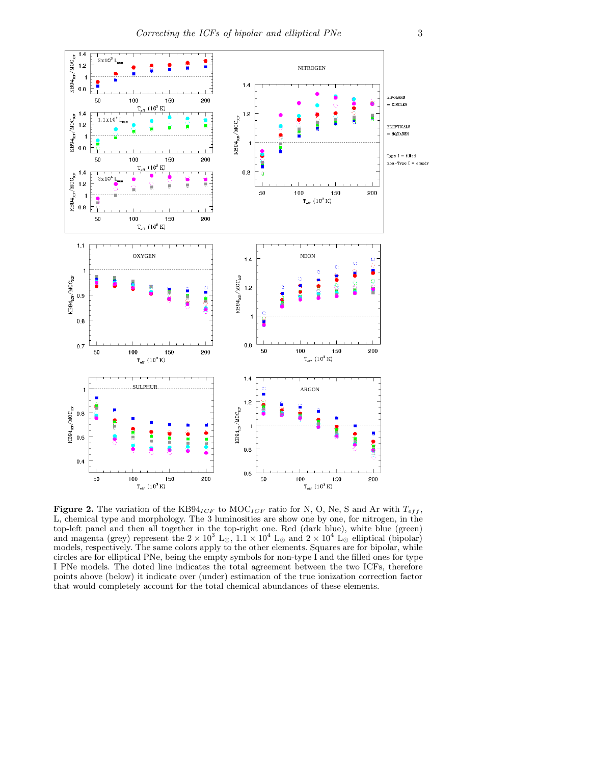**Figure 2.** The variation of the $KB94_{ICF}$ to $MOC_{ICF}$ ratio for N, O, Ne, S and Ar with $T_{eff}$, L, chemical type and morphology. The 3 luminosities are show one by one, for nitrogen, in the top-left panel and then all together in the top-right one. Red (dark blue), white blue (green) and magenta (grey) represent the $2 \times 10^3$ $L_\odot$, $1.1 \times 10^4$ $L_\odot$ and $2 \times 10^4$ $L_\odot$ elliptical (bipolar) models, respectively. The same colors apply to the other elements. Squares are for bipolar, while circles are for elliptical PNe, being the empty symbols for non-type I and the filled ones for type I PNe models. The doted line indicates the total agreement between the two ICFs, therefore points above (below) it indicate over (under) estimation of the true ionization correction factor that would completely account for the total chemical abundances of these elements.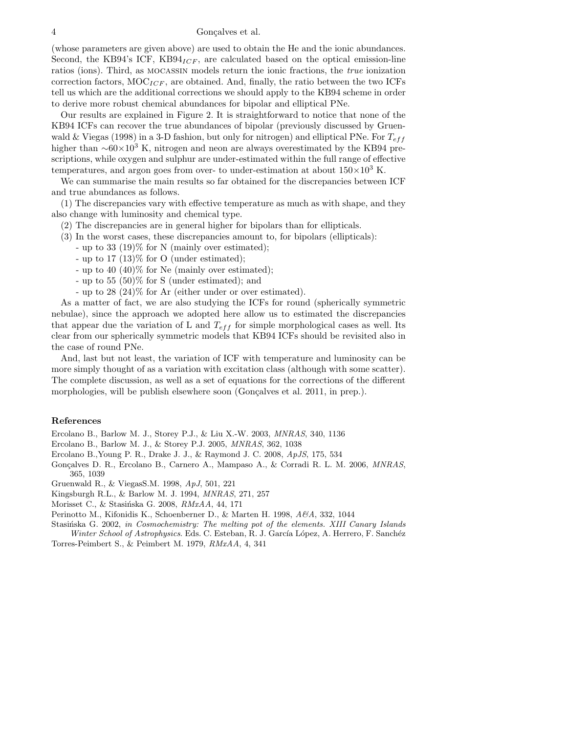(whose parameters are given above) are used to obtain the He and the ionic abundances. Second, the KB94's ICF, $KB94_{ICF}$, are calculated based on the optical emission-line ratios (ions). Third, as MOCASSIN models return the ionic fractions, the *true* ionization correction factors, $MOC_{ICF}$, are obtained. And, finally, the ratio between the two ICFs tell us which are the additional corrections we should apply to the KB94 scheme in order to derive more robust chemical abundances for bipolar and elliptical PNe.

Our results are explained in Figure 2. It is straightforward to notice that none of the KB94 ICFs can recover the true abundances of bipolar (previously discussed by Gruenwald & Viegas (1998) in a 3-D fashion, but only for nitrogen) and elliptical PNe. For $T_{eff}$ higher than $\sim 60\times10^3$ K, nitrogen and neon are always overestimated by the KB94 prescriptions, while oxygen and sulphur are under-estimated within the full range of effective temperatures, and argon goes from over- to under-estimation at about $150\times10^3$ K.

We can summarise the main results so far obtained for the discrepancies between ICF and true abundances as follows.

(1) The discrepancies vary with effective temperature as much as with shape, and they also change with luminosity and chemical type.

(2) The discrepancies are in general higher for bipolars than for ellipticals.

(3) In the worst cases, these discrepancies amount to, for bipolars (ellipticals):

- up to 33 (19)% for N (mainly over estimated);
- up to 17 (13)% for O (under estimated);
- up to 40 (40)% for Ne (mainly over estimated);
- up to 55 (50)% for S (under estimated); and
- up to 28 (24)% for Ar (either under or over estimated).

As a matter of fact, we are also studying the ICFs for round (spherically symmetric nebulae), since the approach we adopted here allow us to estimated the discrepancies that appear due the variation of L and $T_{eff}$ for simple morphological cases as well. Its clear from our spherically symmetric models that KB94 ICFs should be revisited also in the case of round PNe.

And, last but not least, the variation of ICF with temperature and luminosity can be more simply thought of as a variation with excitation class (although with some scatter). The complete discussion, as well as a set of equations for the corrections of the different morphologies, will be publish elsewhere soon (Gonçalves et al. 2011, in prep.).

## References

Ercolano B., Barlow M. J., Storey P.J., & Liu X.-W. 2003, *MNRAS*, 340, 1136

Ercolano B., Barlow M. J., & Storey P.J. 2005, *MNRAS*, 362, 1038

Ercolano B.,Young P. R., Drake J. J., & Raymond J. C. 2008, *ApJS*, 175, 534

Gonçalves D. R., Ercolano B., Carnero A., Mampaso A., & Corradi R. L. M. 2006, *MNRAS*, 365, 1039

Gruenwald R., & ViegasS.M. 1998, *ApJ*, 501, 221

Kingsburgh R.L., & Barlow M. J. 1994, *MNRAS*, 271, 257

Morisset C., & Stasińska G. 2008, *RMxAA*, 44, 171

Perinotto M., Kifonidis K., Schoenberner D., & Marten H. 1998, *A&A*, 332, 1044

Stasińska G. 2002, *in Cosmochemistry: The melting pot of the elements. XIII Canary Islands Winter School of Astrophysics*. Eds. C. Esteban, R. J. García López, A. Herrero, F. Sanchéz

Torres-Peimbert S., & Peimbert M. 1979, *RMxAA*, 4, 341